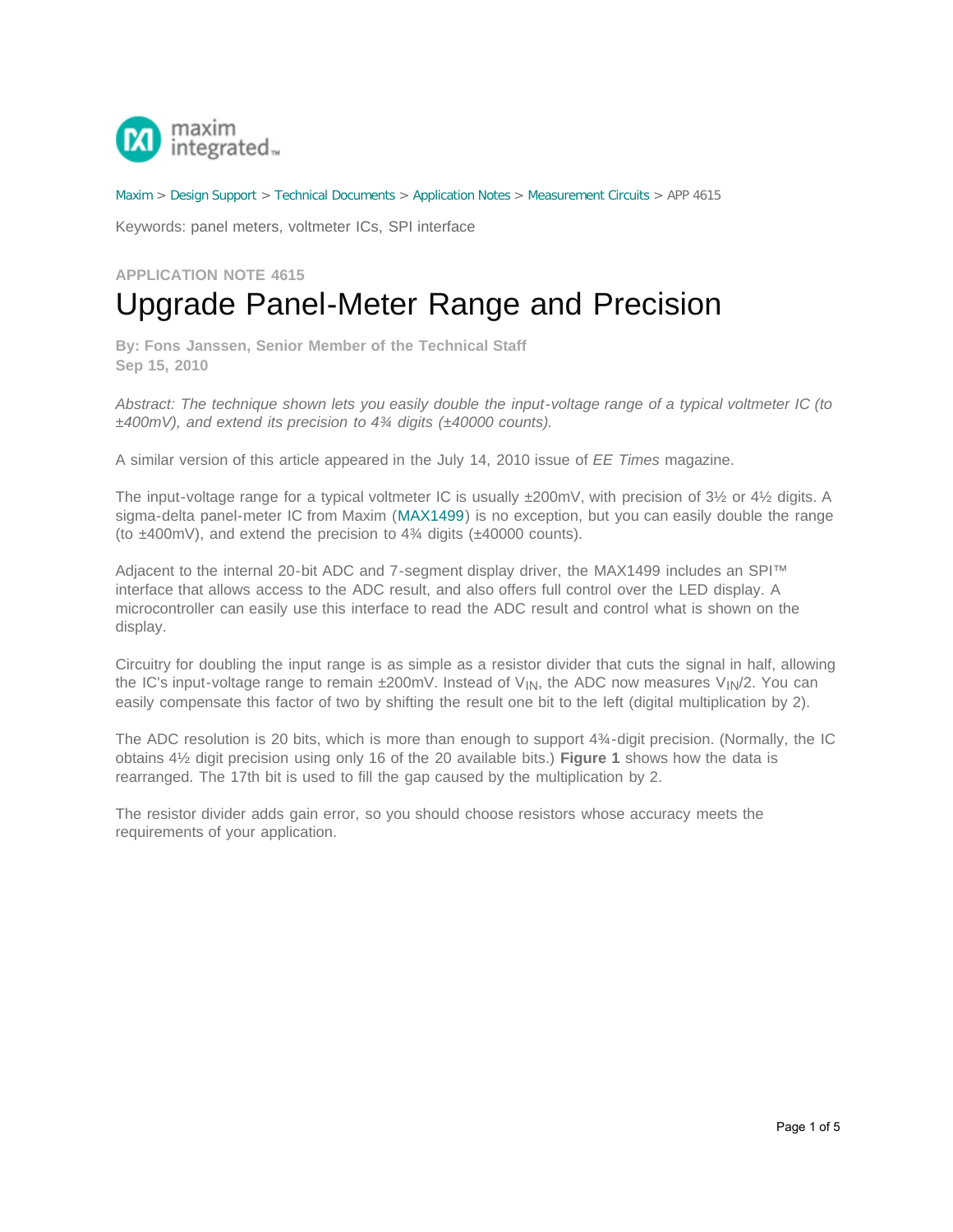Maxim > Design Support > Technical Documents > Application Notes > Measurement Circuits > APP 4615

Keywords: panel meters, voltmeter ICs, SPI interface

**APPLICATION NOTE 4615**

# Upgrade Panel-Meter Range and Precision

**By: Fons Janssen, Senior Member of the Technical Staff**
**Sep 15, 2010**

*Abstract: The technique shown lets you easily double the input-voltage range of a typical voltmeter IC (to ±400mV), and extend its precision to 4¾ digits (±40000 counts).*

A similar version of this article appeared in the July 14, 2010 issue of *EE Times* magazine.

The input-voltage range for a typical voltmeter IC is usually ±200mV, with precision of 3½ or 4½ digits. A sigma-delta panel-meter IC from Maxim (MAX1499) is no exception, but you can easily double the range (to ±400mV), and extend the precision to 4¾ digits (±40000 counts).

Adjacent to the internal 20-bit ADC and 7-segment display driver, the MAX1499 includes an SPI™ interface that allows access to the ADC result, and also offers full control over the LED display. A microcontroller can easily use this interface to read the ADC result and control what is shown on the display.

Circuitry for doubling the input range is as simple as a resistor divider that cuts the signal in half, allowing the IC's input-voltage range to remain ±200mV. Instead of $V_{IN}$, the ADC now measures $V_{IN}/2$. You can easily compensate this factor of two by shifting the result one bit to the left (digital multiplication by 2).

The ADC resolution is 20 bits, which is more than enough to support 4¾-digit precision. (Normally, the IC obtains 4½ digit precision using only 16 of the 20 available bits.) **Figure 1** shows how the data is rearranged. The 17th bit is used to fill the gap caused by the multiplication by 2.

The resistor divider adds gain error, so you should choose resistors whose accuracy meets the requirements of your application.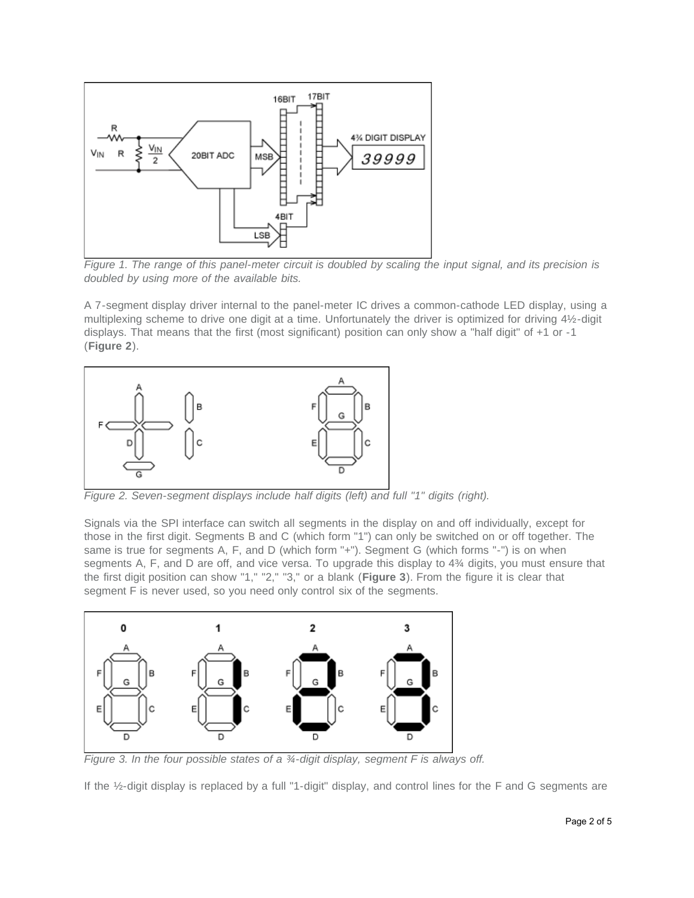*Figure 1. The range of this panel-meter circuit is doubled by scaling the input signal, and its precision is doubled by using more of the available bits.*

A 7-segment display driver internal to the panel-meter IC drives a common-cathode LED display, using a multiplexing scheme to drive one digit at a time. Unfortunately the driver is optimized for driving 4½-digit displays. That means that the first (most significant) position can only show a "half digit" of +1 or -1 (**Figure 2**).

*Figure 2. Seven-segment displays include half digits (left) and full "1" digits (right).*

Signals via the SPI interface can switch all segments in the display on and off individually, except for those in the first digit. Segments B and C (which form "1") can only be switched on or off together. The same is true for segments A, F, and D (which form "+"). Segment G (which forms "-") is on when segments A, F, and D are off, and vice versa. To upgrade this display to 4¾ digits, you must ensure that the first digit position can show "1," "2," "3," or a blank (**Figure 3**). From the figure it is clear that segment F is never used, so you need only control six of the segments.

*Figure 3. In the four possible states of a ¾-digit display, segment F is always off.*

If the ½-digit display is replaced by a full "1-digit" display, and control lines for the F and G segments are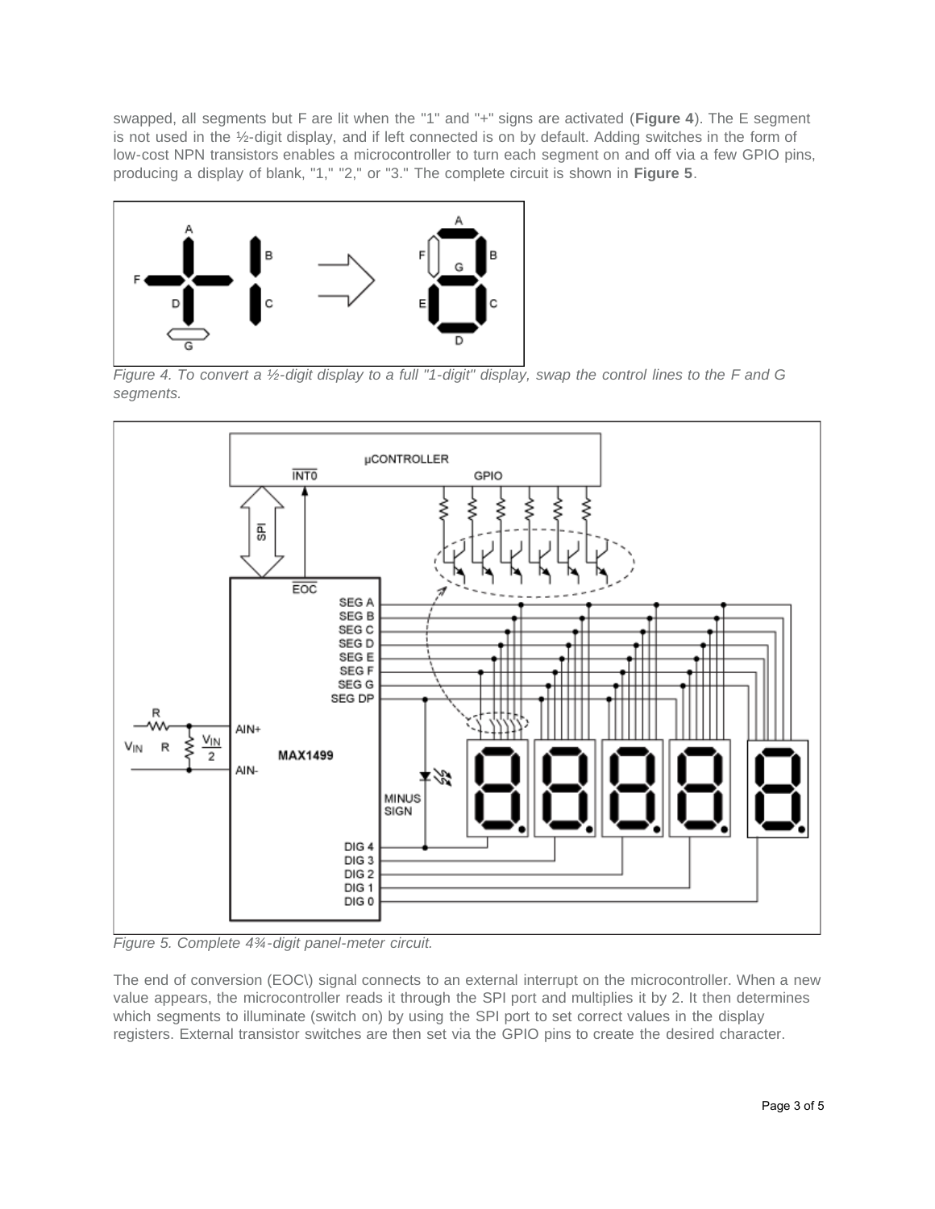swapped, all segments but F are lit when the "1" and "+" signs are activated (**Figure 4**). The E segment is not used in the ½-digit display, and if left connected is on by default. Adding switches in the form of low-cost NPN transistors enables a microcontroller to turn each segment on and off via a few GPIO pins, producing a display of blank, "1," "2," or "3." The complete circuit is shown in **Figure 5**.

*Figure 4. To convert a ½-digit display to a full "1-digit" display, swap the control lines to the F and G segments.*

*Figure 5. Complete 4¾-digit panel-meter circuit.*

The end of conversion (EOC\) signal connects to an external interrupt on the microcontroller. When a new value appears, the microcontroller reads it through the SPI port and multiplies it by 2. It then determines which segments to illuminate (switch on) by using the SPI port to set correct values in the display registers. External transistor switches are then set via the GPIO pins to create the desired character.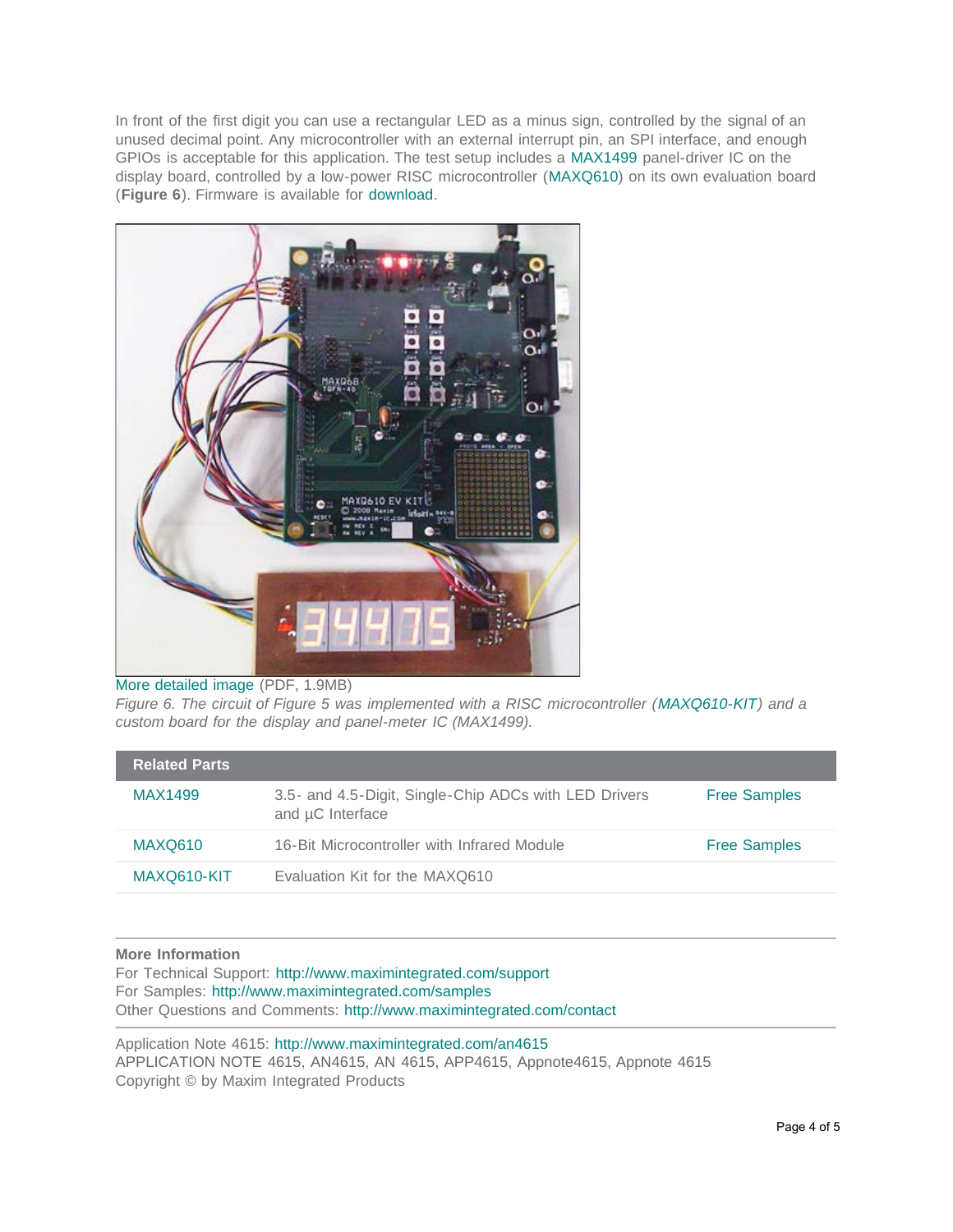In front of the first digit you can use a rectangular LED as a minus sign, controlled by the signal of an unused decimal point. Any microcontroller with an external interrupt pin, an SPI interface, and enough GPIOs is acceptable for this application. The test setup includes a MAX1499 panel-driver IC on the display board, controlled by a low-power RISC microcontroller (MAXQ610) on its own evaluation board (**Figure 6**). Firmware is available for download.

More detailed image (PDF, 1.9MB)

*Figure 6. The circuit of Figure 5 was implemented with a RISC microcontroller (MAXQ610-KIT) and a custom board for the display and panel-meter IC (MAX1499).*

| **Related Parts** | | |
|---|---|---|
| MAX1499 | 3.5- and 4.5-Digit, Single-Chip ADCs with LED Drivers and µC Interface | Free Samples |
| MAXQ610 | 16-Bit Microcontroller with Infrared Module | Free Samples |
| MAXQ610-KIT | Evaluation Kit for the MAXQ610 | |

**More Information**

For Technical Support: http://www.maximintegrated.com/support
For Samples: http://www.maximintegrated.com/samples
Other Questions and Comments: http://www.maximintegrated.com/contact

Application Note 4615: http://www.maximintegrated.com/an4615
APPLICATION NOTE 4615, AN4615, AN 4615, APP4615, Appnote4615, Appnote 4615
Copyright © by Maxim Integrated Products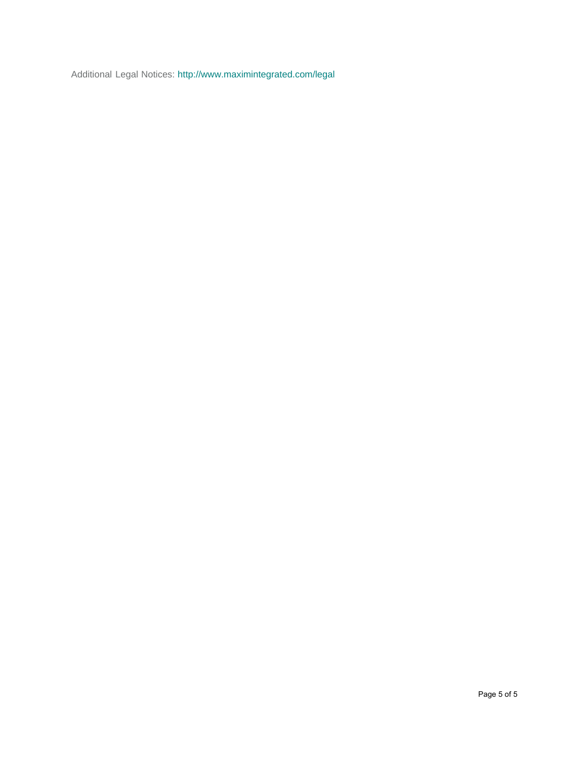Additional Legal Notices: http://www.maximintegrated.com/legal